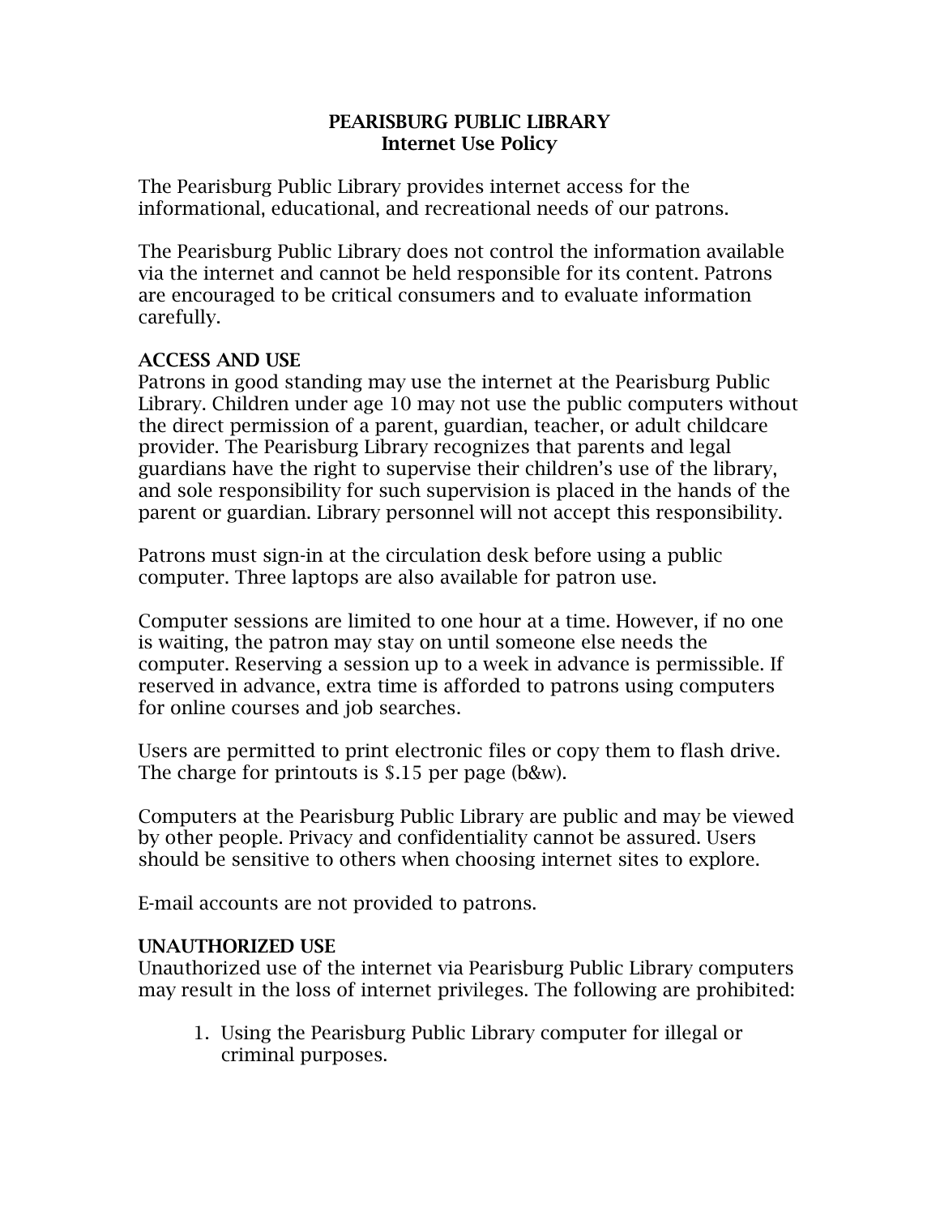# PEARISBURG PUBLIC LIBRARY
## Internet Use Policy

The Pearisburg Public Library provides internet access for the informational, educational, and recreational needs of our patrons.

The Pearisburg Public Library does not control the information available via the internet and cannot be held responsible for its content. Patrons are encouraged to be critical consumers and to evaluate information carefully.

### ACCESS AND USE

Patrons in good standing may use the internet at the Pearisburg Public Library. Children under age 10 may not use the public computers without the direct permission of a parent, guardian, teacher, or adult childcare provider. The Pearisburg Library recognizes that parents and legal guardians have the right to supervise their children's use of the library, and sole responsibility for such supervision is placed in the hands of the parent or guardian. Library personnel will not accept this responsibility.

Patrons must sign-in at the circulation desk before using a public computer. Three laptops are also available for patron use.

Computer sessions are limited to one hour at a time. However, if no one is waiting, the patron may stay on until someone else needs the computer. Reserving a session up to a week in advance is permissible. If reserved in advance, extra time is afforded to patrons using computers for online courses and job searches.

Users are permitted to print electronic files or copy them to flash drive. The charge for printouts is $.15 per page (b&w).

Computers at the Pearisburg Public Library are public and may be viewed by other people. Privacy and confidentiality cannot be assured. Users should be sensitive to others when choosing internet sites to explore.

E-mail accounts are not provided to patrons.

### UNAUTHORIZED USE

Unauthorized use of the internet via Pearisburg Public Library computers may result in the loss of internet privileges. The following are prohibited:

1. Using the Pearisburg Public Library computer for illegal or criminal purposes.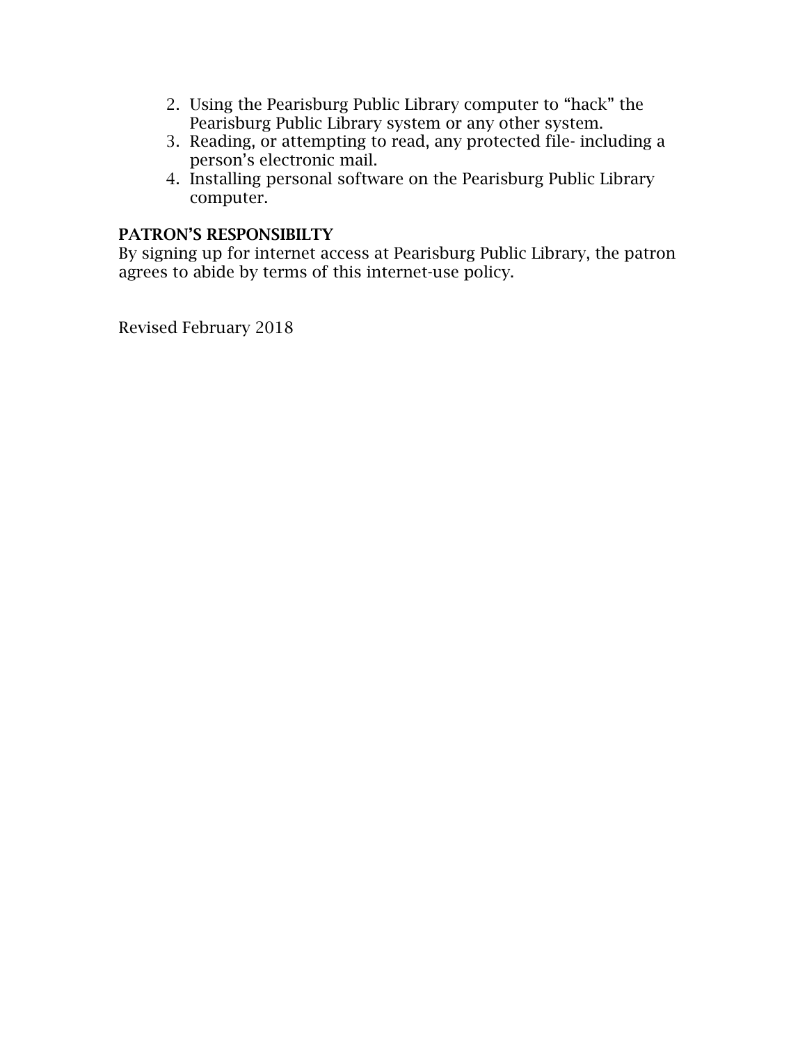2. Using the Pearisburg Public Library computer to “hack” the Pearisburg Public Library system or any other system.
3. Reading, or attempting to read, any protected file- including a person’s electronic mail.
4. Installing personal software on the Pearisburg Public Library computer.

**PATRON’S RESPONSIBILTY**

By signing up for internet access at Pearisburg Public Library, the patron agrees to abide by terms of this internet-use policy.

Revised February 2018